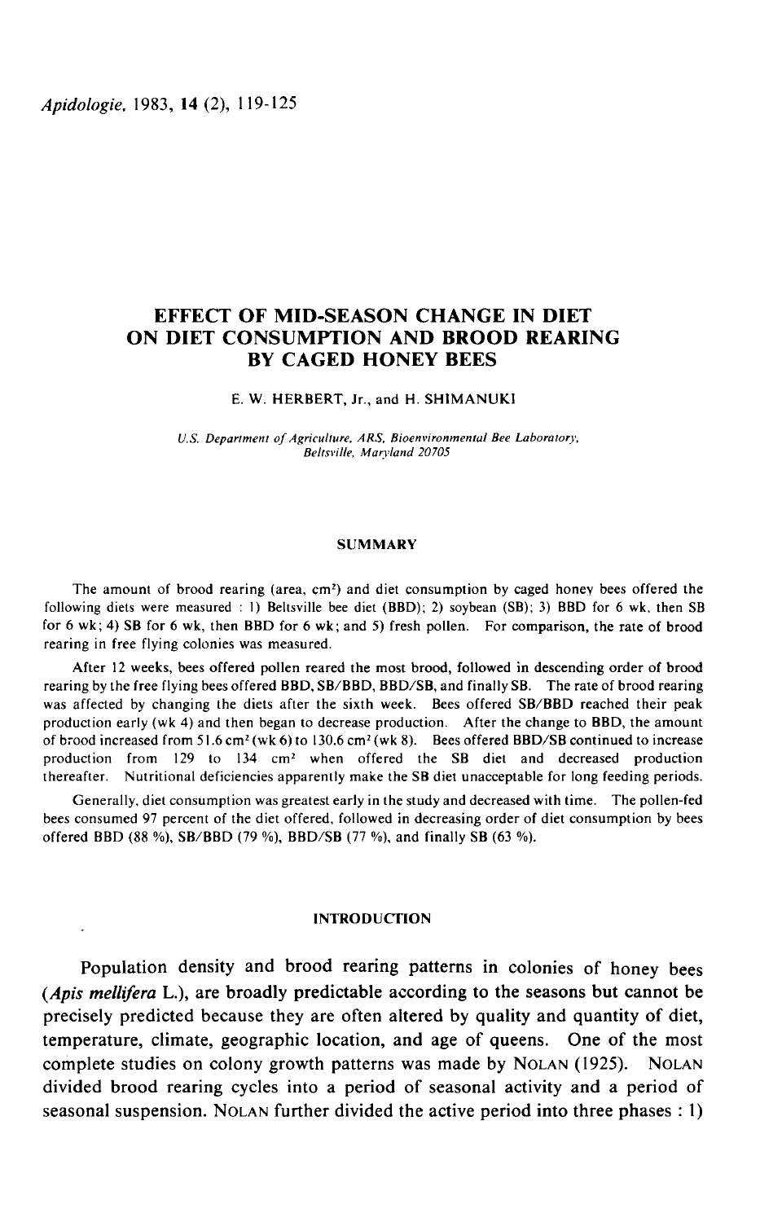# EFFECT OF MID-SEASON CHANGE IN DIET ON DIET CONSUMPTION AND BROOD REARING BY CAGED HONEY BEES

E. W. HERBERT, Jr., and H. SHIMANUKI

*U.S. Department of Agriculture, ARS, Bioenvironmental Bee Laboratory, Beltsville, Maryland 20705*

## SUMMARY

The amount of brood rearing (area, $cm^2$) and diet consumption by caged honey bees offered the following diets were measured : 1) Beltsville bee diet (BBD); 2) soybean (SB); 3) BBD for 6 wk, then SB for 6 wk; 4) SB for 6 wk, then BBD for 6 wk; and 5) fresh pollen. For comparison, the rate of brood rearing in free flying colonies was measured.

After 12 weeks, bees offered pollen reared the most brood, followed in descending order of brood rearing by the free flying bees offered BBD, SB/BBD, BBD/SB, and finally SB. The rate of brood rearing was affected by changing the diets after the sixth week. Bees offered SB/BBD reached their peak production early (wk 4) and then began to decrease production. After the change to BBD, the amount of brood increased from 51.6 $cm^2$ (wk 6) to 130.6 $cm^2$ (wk 8). Bees offered BBD/SB continued to increase production from 129 to 134 $cm^2$ when offered the SB diet and decreased production thereafter. Nutritional deficiencies apparently make the SB diet unacceptable for long feeding periods.

Generally, diet consumption was greatest early in the study and decreased with time. The pollen-fed bees consumed 97 percent of the diet offered, followed in decreasing order of diet consumption by bees offered BBD (88 %), SB/BBD (79 %), BBD/SB (77 %), and finally SB (63 %).

## INTRODUCTION

Population density and brood rearing patterns in colonies of honey bees (*Apis mellifera* L.), are broadly predictable according to the seasons but cannot be precisely predicted because they are often altered by quality and quantity of diet, temperature, climate, geographic location, and age of queens. One of the most complete studies on colony growth patterns was made by NOLAN (1925). NOLAN divided brood rearing cycles into a period of seasonal activity and a period of seasonal suspension. NOLAN further divided the active period into three phases : 1)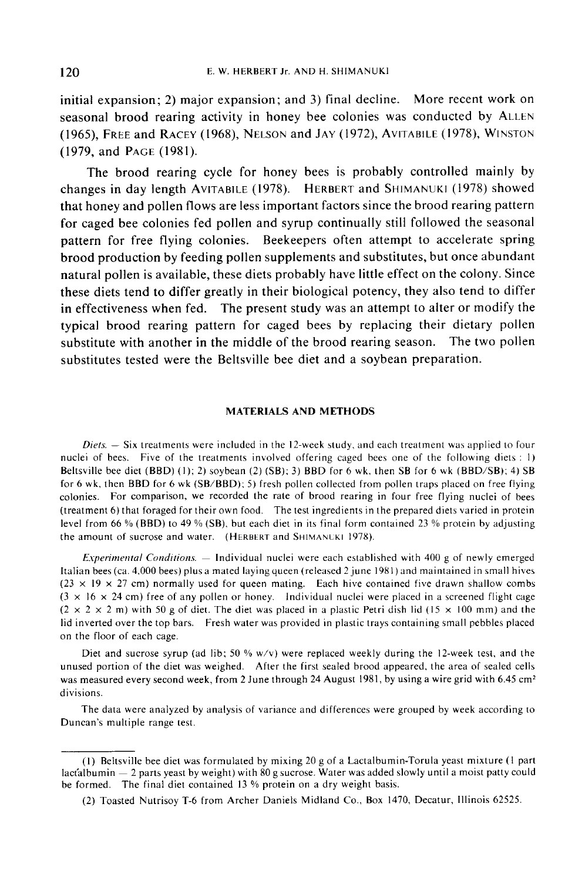initial expansion; 2) major expansion; and 3) final decline. More recent work on seasonal brood rearing activity in honey bee colonies was conducted by ALLEN (1965), FREE and RACEY (1968), NELSON and JAY (1972), AVITABILE (1978), WINSTON (1979, and PAGE (1981).

The brood rearing cycle for honey bees is probably controlled mainly by changes in day length AVITABILE (1978). HERBERT and SHIMANUKI (1978) showed that honey and pollen flows are less important factors since the brood rearing pattern for caged bee colonies fed pollen and syrup continually still followed the seasonal pattern for free flying colonies. Beekeepers often attempt to accelerate spring brood production by feeding pollen supplements and substitutes, but once abundant natural pollen is available, these diets probably have little effect on the colony. Since these diets tend to differ greatly in their biological potency, they also tend to differ in effectiveness when fed. The present study was an attempt to alter or modify the typical brood rearing pattern for caged bees by replacing their dietary pollen substitute with another in the middle of the brood rearing season. The two pollen substitutes tested were the Beltsville bee diet and a soybean preparation.

## MATERIALS AND METHODS

*Diets.* — Six treatments were included in the 12-week study, and each treatment was applied to four nuclei of bees. Five of the treatments involved offering caged bees one of the following diets : 1) Beltsville bee diet (BBD) (1); 2) soybean (2) (SB); 3) BBD for 6 wk, then SB for 6 wk (BBD/SB); 4) SB for 6 wk, then BBD for 6 wk (SB/BBD); 5) fresh pollen collected from pollen traps placed on free flying colonies. For comparison, we recorded the rate of brood rearing in four free flying nuclei of bees (treatment 6) that foraged for their own food. The test ingredients in the prepared diets varied in protein level from 66 % (BBD) to 49 % (SB), but each diet in its final form contained 23 % protein by adjusting the amount of sucrose and water. (HERBERT and SHIMANUKI 1978).

*Experimental Conditions.* — Individual nuclei were each established with 400 g of newly emerged Italian bees (ca. 4,000 bees) plus a mated laying queen (released 2 june 1981) and maintained in small hives (23 × 19 × 27 cm) normally used for queen mating. Each hive contained five drawn shallow combs (3 × 16 × 24 cm) free of any pollen or honey. Individual nuclei were placed in a screened flight cage (2 × 2 × 2 m) with 50 g of diet. The diet was placed in a plastic Petri dish lid (15 × 100 mm) and the lid inverted over the top bars. Fresh water was provided in plastic trays containing small pebbles placed on the floor of each cage.

Diet and sucrose syrup (ad lib; 50 % w/v) were replaced weekly during the 12-week test, and the unused portion of the diet was weighed. After the first sealed brood appeared, the area of sealed cells was measured every second week, from 2 June through 24 August 1981, by using a wire grid with 6.45 cm² divisions.

The data were analyzed by analysis of variance and differences were grouped by week according to Duncan's multiple range test.

---

(1) Beltsville bee diet was formulated by mixing 20 g of a Lactalbumin-Torula yeast mixture (1 part lactalbumin — 2 parts yeast by weight) with 80 g sucrose. Water was added slowly until a moist patty could be formed. The final diet contained 13 % protein on a dry weight basis.

(2) Toasted Nutrisoy T-6 from Archer Daniels Midland Co., Box 1470, Decatur, Illinois 62525.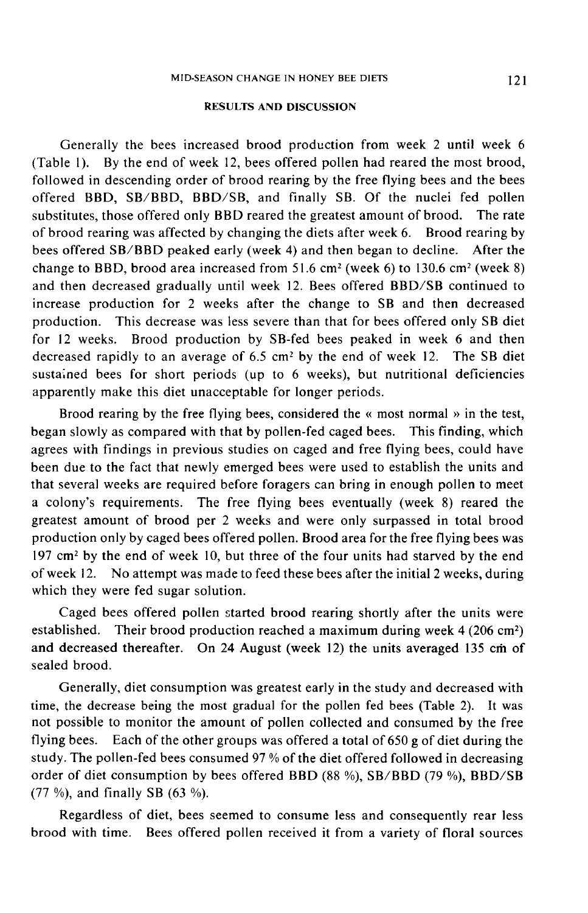## RESULTS AND DISCUSSION

Generally the bees increased brood production from week 2 until week 6 (Table 1). By the end of week 12, bees offered pollen had reared the most brood, followed in descending order of brood rearing by the free flying bees and the bees offered BBD, SB/BBD, BBD/SB, and finally SB. Of the nuclei fed pollen substitutes, those offered only BBD reared the greatest amount of brood. The rate of brood rearing was affected by changing the diets after week 6. Brood rearing by bees offered SB/BBD peaked early (week 4) and then began to decline. After the change to BBD, brood area increased from 51.6 $cm^2$ (week 6) to 130.6 $cm^2$ (week 8) and then decreased gradually until week 12. Bees offered BBD/SB continued to increase production for 2 weeks after the change to SB and then decreased production. This decrease was less severe than that for bees offered only SB diet for 12 weeks. Brood production by SB-fed bees peaked in week 6 and then decreased rapidly to an average of 6.5 $cm^2$ by the end of week 12. The SB diet sustained bees for short periods (up to 6 weeks), but nutritional deficiencies apparently make this diet unacceptable for longer periods.

Brood rearing by the free flying bees, considered the « most normal » in the test, began slowly as compared with that by pollen-fed caged bees. This finding, which agrees with findings in previous studies on caged and free flying bees, could have been due to the fact that newly emerged bees were used to establish the units and that several weeks are required before foragers can bring in enough pollen to meet a colony's requirements. The free flying bees eventually (week 8) reared the greatest amount of brood per 2 weeks and were only surpassed in total brood production only by caged bees offered pollen. Brood area for the free flying bees was 197 $cm^2$ by the end of week 10, but three of the four units had starved by the end of week 12. No attempt was made to feed these bees after the initial 2 weeks, during which they were fed sugar solution.

Caged bees offered pollen started brood rearing shortly after the units were established. Their brood production reached a maximum during week 4 (206 $cm^2$) and decreased thereafter. On 24 August (week 12) the units averaged 135 cm of sealed brood.

Generally, diet consumption was greatest early in the study and decreased with time, the decrease being the most gradual for the pollen fed bees (Table 2). It was not possible to monitor the amount of pollen collected and consumed by the free flying bees. Each of the other groups was offered a total of 650 g of diet during the study. The pollen-fed bees consumed 97 % of the diet offered followed in decreasing order of diet consumption by bees offered BBD (88 %), SB/BBD (79 %), BBD/SB (77 %), and finally SB (63 %).

Regardless of diet, bees seemed to consume less and consequently rear less brood with time. Bees offered pollen received it from a variety of floral sources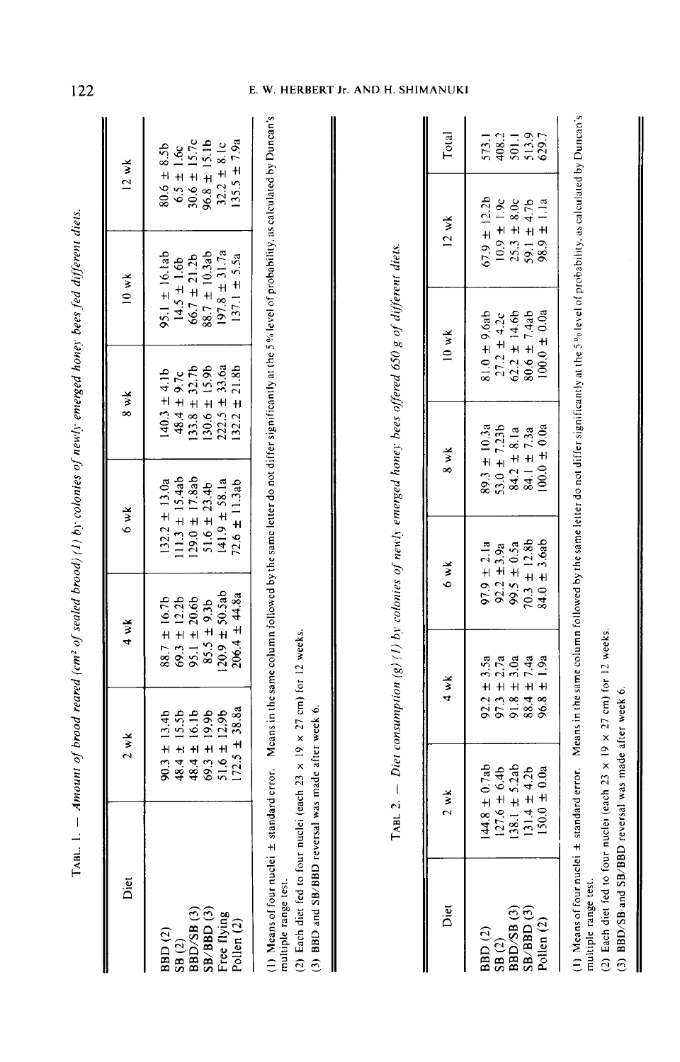TABL. 1. — *Amount of brood reared (cm² of sealed brood) (1) by colonies of newly emerged honey bees fed different diets.*

| Diet | 2 wk | 4 wk | 6 wk | 8 wk | 10 wk | 12 wk |
|---|---|---|---|---|---|---|
| BBD (2) | 90.3 ± 13.4b | 88.7 ± 16.7b | 132.2 ± 13.0a | 140.3 ± 4.1b | 95.1 ± 16.1ab | 80.6 ± 8.5b |
| SB (2) | 48.4 ± 15.5b | 69.3 ± 12.2b | 111.3 ± 15.4ab | 48.4 ± 9.7c | 14.5 ± 1.6b | 6.5 ± 1.6c |
| BBD/SB (3) | 48.4 ± 16.1b | 95.1 ± 20.6b | 129.0 ± 17.8ab | 133.8 ± 32.7b | 66.7 ± 21.2b | 30.6 ± 15.7c |
| SB/BBD (3) | 69.3 ± 19.9b | 85.5 ± 9.3b | 51.6 ± 23.4b | 130.6 ± 15.9b | 88.7 ± 10.3ab | 96.8 ± 15.1b |
| Free flying | 51.6 ± 12.9b | 120.9 ± 50.5ab | 141.9 ± 58.1a | 222.5 ± 33.6a | 197.8 ± 31.7a | 32.2 ± 8.1c |
| Pollen (2) | 172.5 ± 38.8a | 206.4 ± 44.8a | 72.6 ± 11.3ab | 132.2 ± 21.8b | 137.1 ± 5.5a | 135.5 ± 7.9a |

(1) Means of four nuclei ± standard error. Means in the same column followed by the same letter do not differ significantly at the 5% level of probability, as calculated by Duncan's multiple range test.
(2) Each diet fed to four nuclei (each 23 × 19 × 27 cm) for 12 weeks.
(3) BBD and SB/BBD reversal was made after week 6.

TABL. 2. — *Diet consumption (g) (1) by colonies of newly emerged honey bees offered 650 g of different diets.*

| Diet | 2 wk | 4 wk | 6 wk | 8 wk | 10 wk | 12 wk | Total |
|---|---|---|---|---|---|---|---|
| BBD (2) | 144.8 ± 0.7ab | 92.2 ± 3.5a | 97.9 ± 2.1a | 89.3 ± 10.3a | 81.0 ± 9.6ab | 67.9 ± 12.2b | 573.1 |
| SB (2) | 127.6 ± 6.4b | 97.3 ± 2.7a | 92.2 ± 3.9a | 53.0 ± 7.23b | 27.2 ± 4.2c | 10.9 ± 1.9c | 408.2 |
| BBD/SB (3) | 138.1 ± 5.2ab | 91.8 ± 3.0a | 99.5 ± 0.5a | 84.2 ± 8.1a | 62.2 ± 14.6b | 25.3 ± 8.0c | 501.1 |
| SB/BBD (3) | 131.4 ± 4.2b | 88.4 ± 7.4a | 70.3 ± 12.8b | 84.1 ± 7.3a | 80.6 ± 7.4ab | 59.1 ± 4.7b | 513.9 |
| Pollen (2) | 150.0 ± 0.0a | 96.8 ± 1.9a | 84.0 ± 3.6ab | 100.0 ± 0.0a | 100.0 ± 0.0a | 98.9 ± 1.1a | 629.7 |

(1) Means of four nuclei ± standard error. Means in the same column followed by the same letter do not differ significantly at the 5% level of probability, as calculated by Duncan's multiple range test.
(2) Each diet fed to four nuclei (each 23 × 19 × 27 cm) for 12 weeks.
(3) BBD/SB and SB/BBD reversal was made after week 6.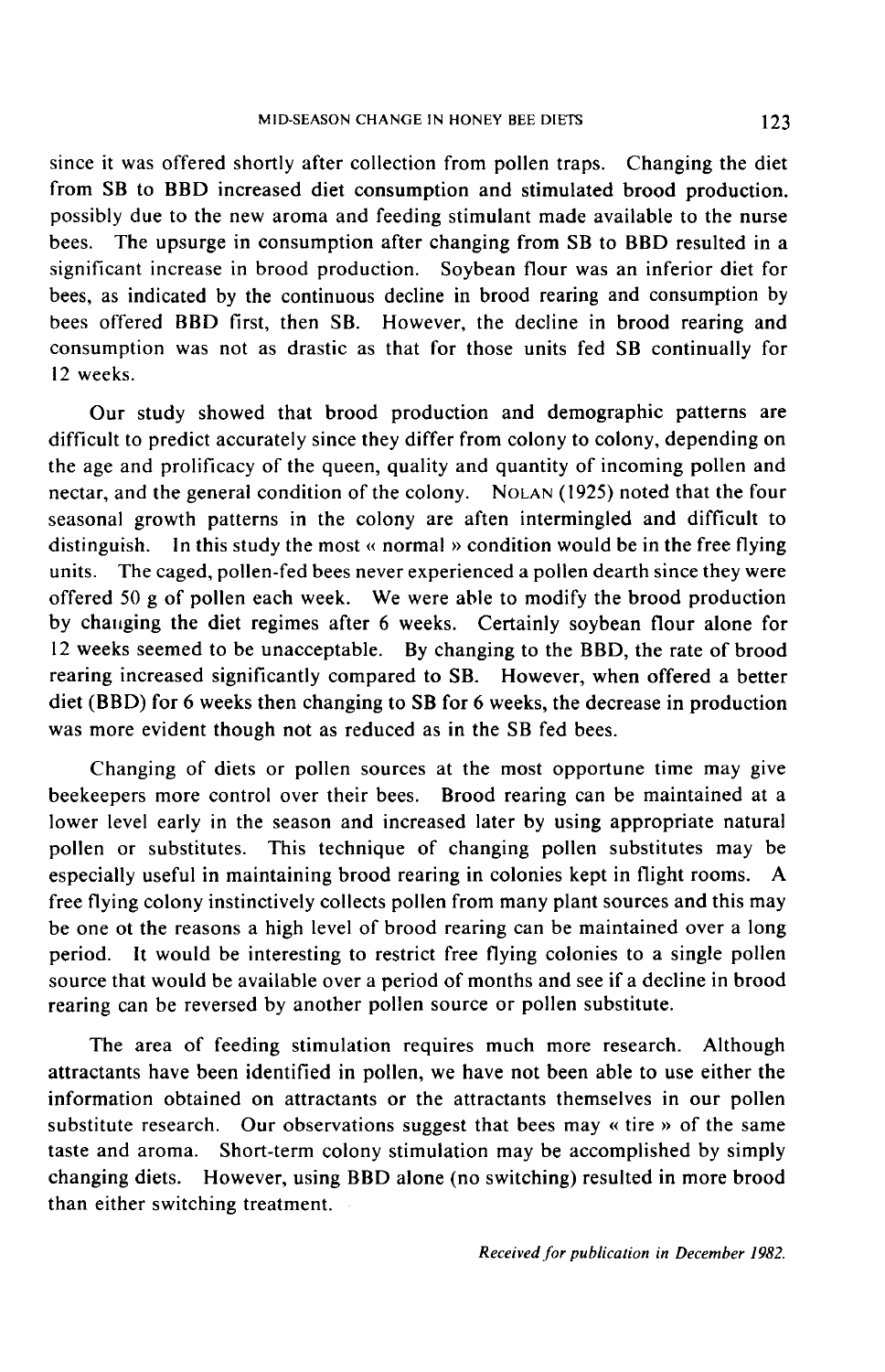since it was offered shortly after collection from pollen traps. Changing the diet from SB to BBD increased diet consumption and stimulated brood production. possibly due to the new aroma and feeding stimulant made available to the nurse bees. The upsurge in consumption after changing from SB to BBD resulted in a significant increase in brood production. Soybean flour was an inferior diet for bees, as indicated by the continuous decline in brood rearing and consumption by bees offered BBD first, then SB. However, the decline in brood rearing and consumption was not as drastic as that for those units fed SB continually for 12 weeks.

Our study showed that brood production and demographic patterns are difficult to predict accurately since they differ from colony to colony, depending on the age and prolificacy of the queen, quality and quantity of incoming pollen and nectar, and the general condition of the colony. NOLAN (1925) noted that the four seasonal growth patterns in the colony are aften intermingled and difficult to distinguish. In this study the most « normal » condition would be in the free flying units. The caged, pollen-fed bees never experienced a pollen dearth since they were offered 50 g of pollen each week. We were able to modify the brood production by changing the diet regimes after 6 weeks. Certainly soybean flour alone for 12 weeks seemed to be unacceptable. By changing to the BBD, the rate of brood rearing increased significantly compared to SB. However, when offered a better diet (BBD) for 6 weeks then changing to SB for 6 weeks, the decrease in production was more evident though not as reduced as in the SB fed bees.

Changing of diets or pollen sources at the most opportune time may give beekeepers more control over their bees. Brood rearing can be maintained at a lower level early in the season and increased later by using appropriate natural pollen or substitutes. This technique of changing pollen substitutes may be especially useful in maintaining brood rearing in colonies kept in flight rooms. A free flying colony instinctively collects pollen from many plant sources and this may be one ot the reasons a high level of brood rearing can be maintained over a long period. It would be interesting to restrict free flying colonies to a single pollen source that would be available over a period of months and see if a decline in brood rearing can be reversed by another pollen source or pollen substitute.

The area of feeding stimulation requires much more research. Although attractants have been identified in pollen, we have not been able to use either the information obtained on attractants or the attractants themselves in our pollen substitute research. Our observations suggest that bees may « tire » of the same taste and aroma. Short-term colony stimulation may be accomplished by simply changing diets. However, using BBD alone (no switching) resulted in more brood than either switching treatment.

*Received for publication in December 1982.*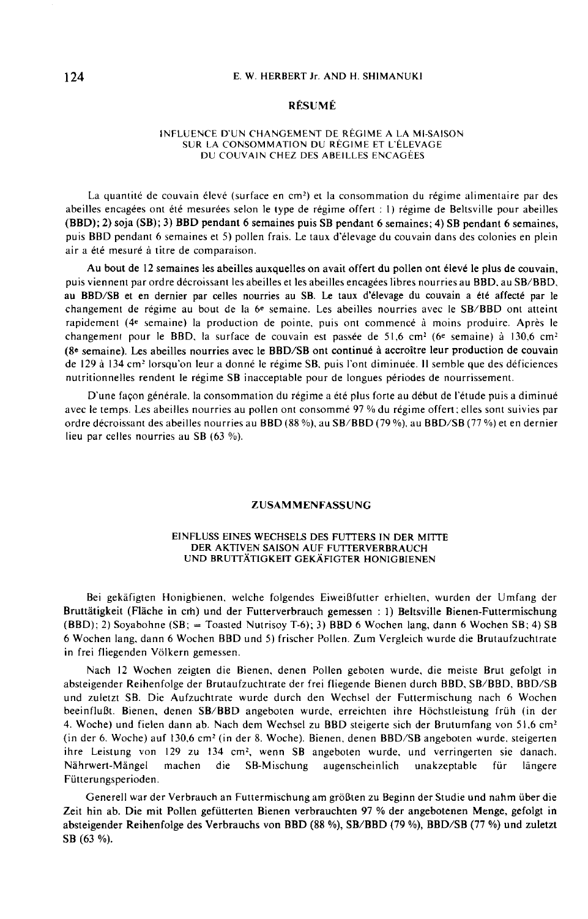## RÉSUMÉ

### INFLUENCE D'UN CHANGEMENT DE RÉGIME A LA MI-SAISON SUR LA CONSOMMATION DU RÉGIME ET L'ÉLEVAGE DU COUVAIN CHEZ DES ABEILLES ENCAGÉES

La quantité de couvain élevé (surface en $cm^2$) et la consommation du régime alimentaire par des abeilles encagées ont été mesurées selon le type de régime offert : 1) régime de Beltsville pour abeilles (BBD); 2) soja (SB); 3) BBD pendant 6 semaines puis SB pendant 6 semaines; 4) SB pendant 6 semaines, puis BBD pendant 6 semaines et 5) pollen frais. Le taux d'élevage du couvain dans des colonies en plein air a été mesuré à titre de comparaison.

Au bout de 12 semaines les abeilles auxquelles on avait offert du pollen ont élevé le plus de couvain, puis viennent par ordre décroissant les abeilles et les abeilles encagées libres nourries au BBD, au SB/BBD, au BBD/SB et en dernier par celles nourries au SB. Le taux d'élevage du couvain a été affecté par le changement de régime au bout de la 6e semaine. Les abeilles nourries avec le SB/BBD ont atteint rapidement (4e semaine) la production de pointe, puis ont commencé à moins produire. Après le changement pour le BBD, la surface de couvain est passée de 51,6 $cm^2$ (6e semaine) à 130,6 $cm^2$ (8e semaine). Les abeilles nourries avec le BBD/SB ont continué à accroître leur production de couvain de 129 à 134 $cm^2$ lorsqu'on leur a donné le régime SB, puis l'ont diminuée. Il semble que des déficiences nutritionnelles rendent le régime SB inacceptable pour de longues périodes de nourrissement.

D'une façon générale, la consommation du régime a été plus forte au début de l'étude puis a diminué avec le temps. Les abeilles nourries au pollen ont consommé 97 % du régime offert; elles sont suivies par ordre décroissant des abeilles nourries au BBD (88 %), au SB/BBD (79 %), au BBD/SB (77 %) et en dernier lieu par celles nourries au SB (63 %).

## ZUSAMMENFASSUNG

### EINFLUSS EINES WECHSELS DES FUTTERS IN DER MITTE DER AKTIVEN SAISON AUF FUTTERVERBRAUCH UND BRUTTÄTIGKEIT GEKÄFIGTER HONIGBIENEN

Bei gekäfigten Honigbienen, welche folgendes Eiweißfutter erhielten, wurden der Umfang der Bruttätigkeit (Fläche in $cm^2$) und der Futterverbrauch gemessen : 1) Beltsville Bienen-Futtermischung (BBD); 2) Soyabohne (SB; = Toasted Nutrisoy T-6); 3) BBD 6 Wochen lang, dann 6 Wochen SB; 4) SB 6 Wochen lang, dann 6 Wochen BBD und 5) frischer Pollen. Zum Vergleich wurde die Brutaufzuchtrate in frei fliegenden Völkern gemessen.

Nach 12 Wochen zeigten die Bienen, denen Pollen geboten wurde, die meiste Brut gefolgt in absteigender Reihenfolge der Brutaufzuchtrate der frei fliegende Bienen durch BBD, SB/BBD, BBD/SB und zuletzt SB. Die Aufzuchtrate wurde durch den Wechsel der Futtermischung nach 6 Wochen beeinflußt. Bienen, denen SB/BBD angeboten wurde, erreichten ihre Höchstleistung früh (in der 4. Woche) und fielen dann ab. Nach dem Wechsel zu BBD steigerte sich der Brutumfang von 51,6 $cm^2$ (in der 6. Woche) auf 130,6 $cm^2$ (in der 8. Woche). Bienen, denen BBD/SB angeboten wurde, steigerten ihre Leistung von 129 zu 134 $cm^2$, wenn SB angeboten wurde, und verringerten sie danach. Nährwert-Mängel machen die SB-Mischung augenscheinlich unakzeptable für längere Fütterungsperioden.

Generell war der Verbrauch an Futtermischung am größten zu Beginn der Studie und nahm über die Zeit hin ab. Die mit Pollen gefütterten Bienen verbrauchten 97 % der angebotenen Menge, gefolgt in absteigender Reihenfolge des Verbrauchs von BBD (88 %), SB/BBD (79 %), BBD/SB (77 %) und zuletzt SB (63 %).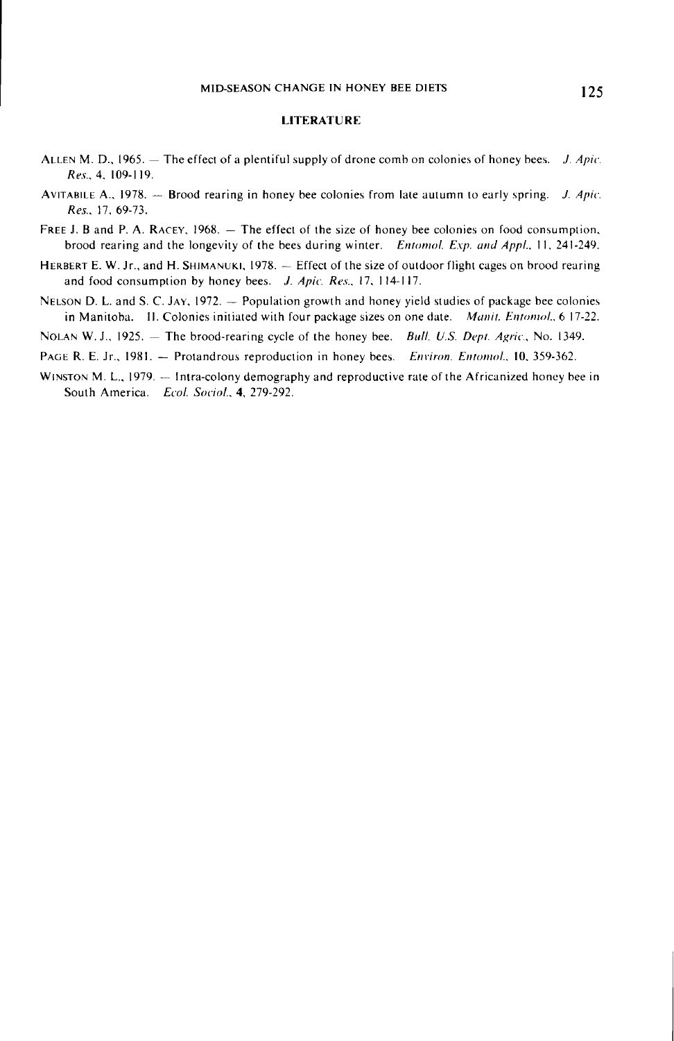## LITERATURE

ALLEN M. D., 1965. — The effect of a plentiful supply of drone comb on colonies of honey bees. *J. Apic. Res.*, 4, 109-119.

AVITABILE A., 1978. — Brood rearing in honey bee colonies from late autumn to early spring. *J. Apic. Res.*, 17, 69-73.

FREE J. B and P. A. RACEY, 1968. — The effect of the size of honey bee colonies on food consumption, brood rearing and the longevity of the bees during winter. *Entomol. Exp. and Appl.*, 11, 241-249.

HERBERT E. W. Jr., and H. SHIMANUKI, 1978. — Effect of the size of outdoor flight cages on brood rearing and food consumption by honey bees. *J. Apic. Res.*, 17, 114-117.

NELSON D. L. and S. C. JAY, 1972. — Population growth and honey yield studies of package bee colonies in Manitoba. II. Colonies initiated with four package sizes on one date. *Manit. Entomol.*, 6 17-22.

NOLAN W. J., 1925. — The brood-rearing cycle of the honey bee. *Bull. U.S. Dept. Agric.*, No. 1349.

PAGE R. E. Jr., 1981. — Protandrous reproduction in honey bees. *Environ. Entomol.*, **10**, 359-362.

WINSTON M. L., 1979. — Intra-colony demography and reproductive rate of the Africanized honey bee in South America. *Ecol. Sociol.*, **4**, 279-292.